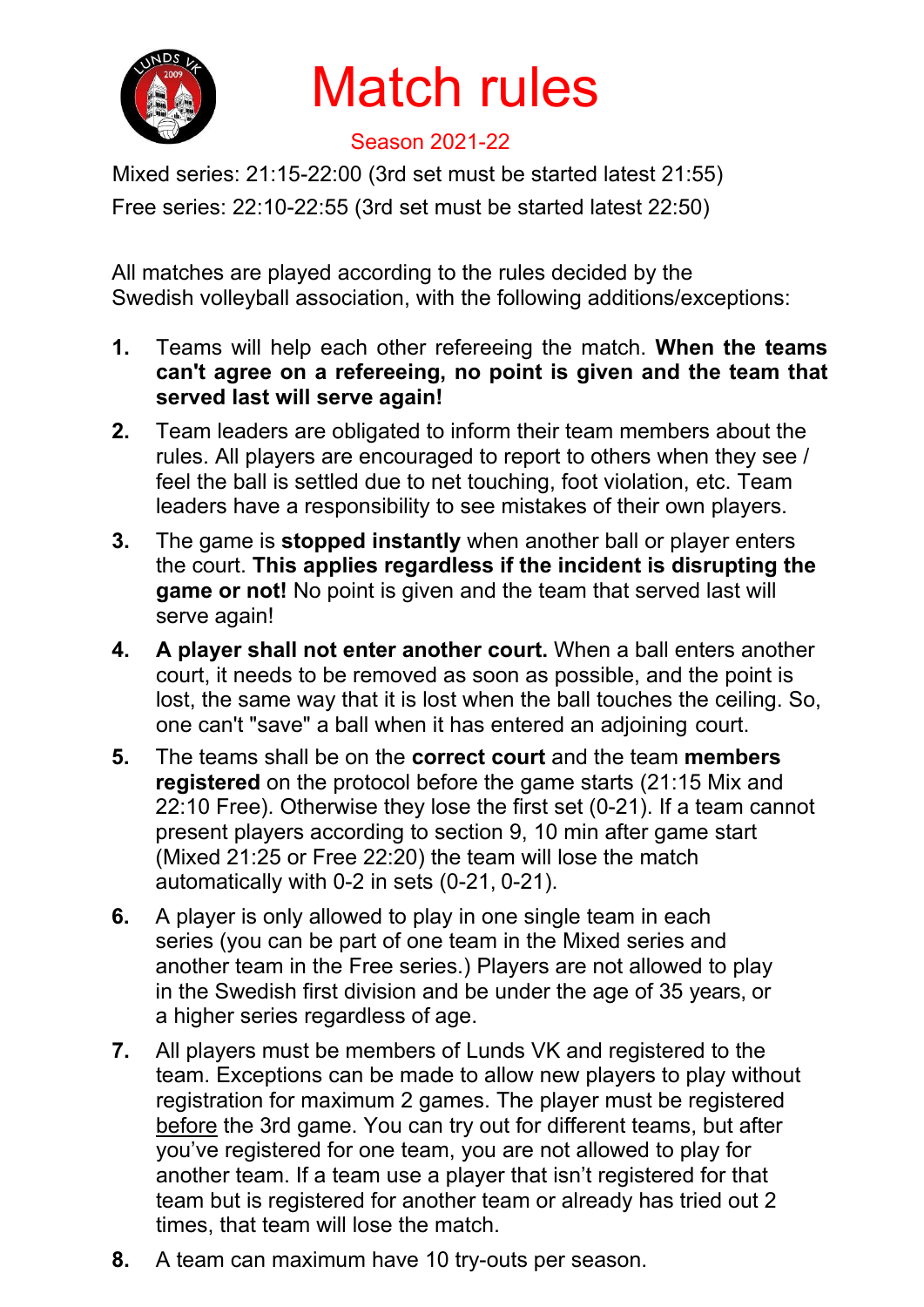# Match rules

Season 2021-22

Mixed series: 21:15-22:00 (3rd set must be started latest 21:55)

Free series: 22:10-22:55 (3rd set must be started latest 22:50)

All matches are played according to the rules decided by the Swedish volleyball association, with the following additions/exceptions:

1. Teams will help each other refereeing the match. **When the teams can't agree on a refereeing, no point is given and the team that served last will serve again!**
2. Team leaders are obligated to inform their team members about the rules. All players are encouraged to report to others when they see / feel the ball is settled due to net touching, foot violation, etc. Team leaders have a responsibility to see mistakes of their own players.
3. The game is **stopped instantly** when another ball or player enters the court. **This applies regardless if the incident is disrupting the game or not!** No point is given and the team that served last will serve again!
4. **A player shall not enter another court.** When a ball enters another court, it needs to be removed as soon as possible, and the point is lost, the same way that it is lost when the ball touches the ceiling. So, one can't "save" a ball when it has entered an adjoining court.
5. The teams shall be on the **correct court** and the team **members registered** on the protocol before the game starts (21:15 Mix and 22:10 Free). Otherwise they lose the first set (0-21). If a team cannot present players according to section 9, 10 min after game start (Mixed 21:25 or Free 22:20) the team will lose the match automatically with 0-2 in sets (0-21, 0-21).
6. A player is only allowed to play in one single team in each series (you can be part of one team in the Mixed series and another team in the Free series.) Players are not allowed to play in the Swedish first division and be under the age of 35 years, or a higher series regardless of age.
7. All players must be members of Lunds VK and registered to the team. Exceptions can be made to allow new players to play without registration for maximum 2 games. The player must be registered <u>before</u> the 3rd game. You can try out for different teams, but after you've registered for one team, you are not allowed to play for another team. If a team use a player that isn't registered for that team but is registered for another team or already has tried out 2 times, that team will lose the match.
8. A team can maximum have 10 try-outs per season.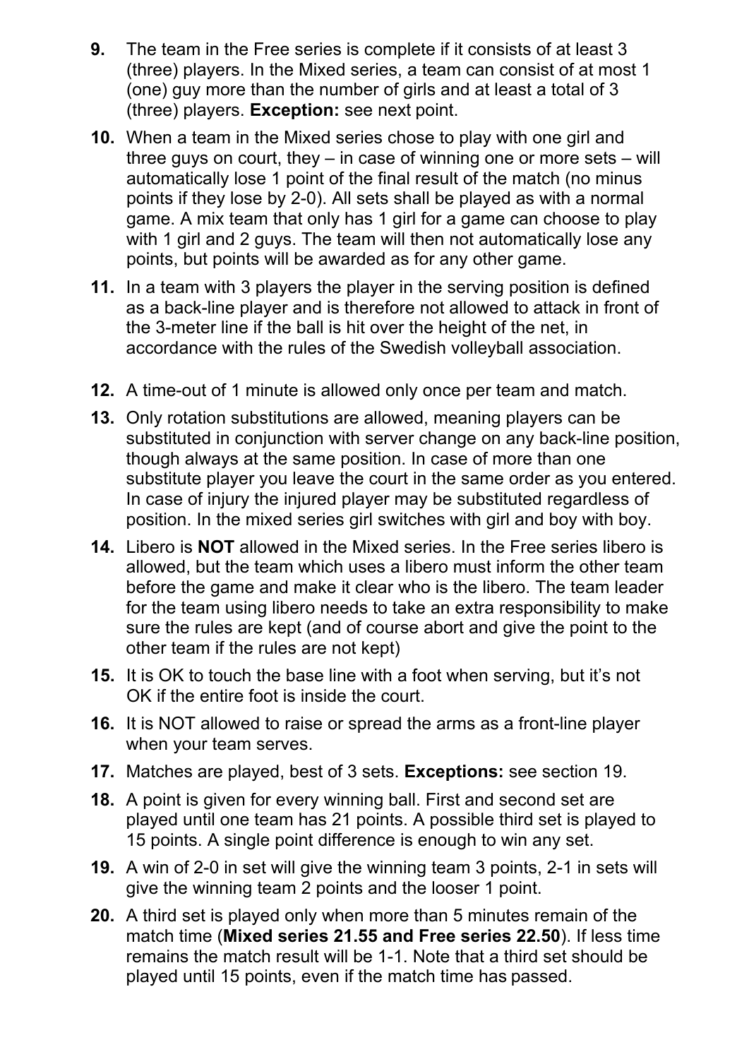9. The team in the Free series is complete if it consists of at least 3 (three) players. In the Mixed series, a team can consist of at most 1 (one) guy more than the number of girls and at least a total of 3 (three) players. **Exception:** see next point.
10. When a team in the Mixed series chose to play with one girl and three guys on court, they – in case of winning one or more sets – will automatically lose 1 point of the final result of the match (no minus points if they lose by 2-0). All sets shall be played as with a normal game. A mix team that only has 1 girl for a game can choose to play with 1 girl and 2 guys. The team will then not automatically lose any points, but points will be awarded as for any other game.
11. In a team with 3 players the player in the serving position is defined as a back-line player and is therefore not allowed to attack in front of the 3-meter line if the ball is hit over the height of the net, in accordance with the rules of the Swedish volleyball association.
12. A time-out of 1 minute is allowed only once per team and match.
13. Only rotation substitutions are allowed, meaning players can be substituted in conjunction with server change on any back-line position, though always at the same position. In case of more than one substitute player you leave the court in the same order as you entered. In case of injury the injured player may be substituted regardless of position. In the mixed series girl switches with girl and boy with boy.
14. Libero is **NOT** allowed in the Mixed series. In the Free series libero is allowed, but the team which uses a libero must inform the other team before the game and make it clear who is the libero. The team leader for the team using libero needs to take an extra responsibility to make sure the rules are kept (and of course abort and give the point to the other team if the rules are not kept)
15. It is OK to touch the base line with a foot when serving, but it's not OK if the entire foot is inside the court.
16. It is NOT allowed to raise or spread the arms as a front-line player when your team serves.
17. Matches are played, best of 3 sets. **Exceptions:** see section 19.
18. A point is given for every winning ball. First and second set are played until one team has 21 points. A possible third set is played to 15 points. A single point difference is enough to win any set.
19. A win of 2-0 in set will give the winning team 3 points, 2-1 in sets will give the winning team 2 points and the looser 1 point.
20. A third set is played only when more than 5 minutes remain of the match time (**Mixed series 21.55 and Free series 22.50**). If less time remains the match result will be 1-1. Note that a third set should be played until 15 points, even if the match time has passed.